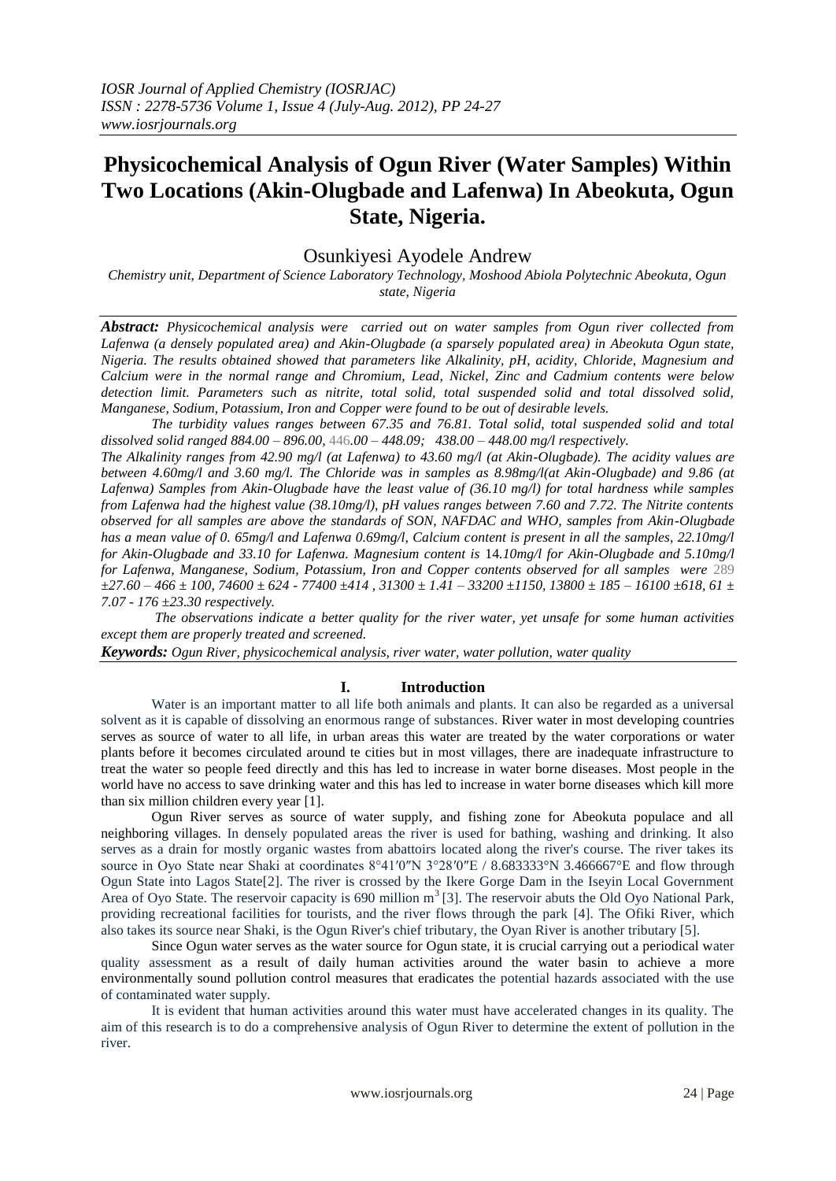# Physicochemical Analysis of Ogun River (Water Samples) Within Two Locations (Akin-Olugbade and Lafenwa) In Abeokuta, Ogun State, Nigeria.

Osunkiyesi Ayodele Andrew

*Chemistry unit, Department of Science Laboratory Technology, Moshood Abiola Polytechnic Abeokuta, Ogun state, Nigeria*

***Abstract:*** *Physicochemical analysis were carried out on water samples from Ogun river collected from Lafenwa (a densely populated area) and Akin-Olugbade (a sparsely populated area) in Abeokuta Ogun state, Nigeria. The results obtained showed that parameters like Alkalinity, pH, acidity, Chloride, Magnesium and Calcium were in the normal range and Chromium, Lead, Nickel, Zinc and Cadmium contents were below detection limit. Parameters such as nitrite, total solid, total suspended solid and total dissolved solid, Manganese, Sodium, Potassium, Iron and Copper were found to be out of desirable levels.*

*The turbidity values ranges between 67.35 and 76.81. Total solid, total suspended solid and total dissolved solid ranged 884.00 – 896.00, 446.00 – 448.09; 438.00 – 448.00 mg/l respectively.*

*The Alkalinity ranges from 42.90 mg/l (at Lafenwa) to 43.60 mg/l (at Akin-Olugbade). The acidity values are between 4.60mg/l and 3.60 mg/l. The Chloride was in samples as 8.98mg/l(at Akin-Olugbade) and 9.86 (at Lafenwa) Samples from Akin-Olugbade have the least value of (36.10 mg/l) for total hardness while samples from Lafenwa had the highest value (38.10mg/l), pH values ranges between 7.60 and 7.72. The Nitrite contents observed for all samples are above the standards of SON, NAFDAC and WHO, samples from Akin-Olugbade has a mean value of 0. 65mg/l and Lafenwa 0.69mg/l, Calcium content is present in all the samples, 22.10mg/l for Akin-Olugbade and 33.10 for Lafenwa. Magnesium content is 14.10mg/l for Akin-Olugbade and 5.10mg/l for Lafenwa, Manganese, Sodium, Potassium, Iron and Copper contents observed for all samples were 289 ±27.60 – 466 ± 100, 74600 ± 624 - 77400 ±414 , 31300 ± 1.41 – 33200 ±1150, 13800 ± 185 – 16100 ±618, 61 ± 7.07 - 176 ±23.30 respectively.*

*The observations indicate a better quality for the river water, yet unsafe for some human activities except them are properly treated and screened.*

***Keywords:*** *Ogun River, physicochemical analysis, river water, water pollution, water quality*

## I. Introduction

Water is an important matter to all life both animals and plants. It can also be regarded as a universal solvent as it is capable of dissolving an enormous range of substances. River water in most developing countries serves as source of water to all life, in urban areas this water are treated by the water corporations or water plants before it becomes circulated around te cities but in most villages, there are inadequate infrastructure to treat the water so people feed directly and this has led to increase in water borne diseases. Most people in the world have no access to save drinking water and this has led to increase in water borne diseases which kill more than six million children every year [1].

Ogun River serves as source of water supply, and fishing zone for Abeokuta populace and all neighboring villages. In densely populated areas the river is used for bathing, washing and drinking. It also serves as a drain for mostly organic wastes from abattoirs located along the river's course. The river takes its source in Oyo State near Shaki at coordinates 8°41′0″N 3°28′0″E / 8.683333°N 3.466667°E and flow through Ogun State into Lagos State[2]. The river is crossed by the Ikere Gorge Dam in the Iseyin Local Government Area of Oyo State. The reservoir capacity is 690 million $m^3$ [3]. The reservoir abuts the Old Oyo National Park, providing recreational facilities for tourists, and the river flows through the park [4]. The Ofiki River, which also takes its source near Shaki, is the Ogun River's chief tributary, the Oyan River is another tributary [5].

Since Ogun water serves as the water source for Ogun state, it is crucial carrying out a periodical water quality assessment as a result of daily human activities around the water basin to achieve a more environmentally sound pollution control measures that eradicates the potential hazards associated with the use of contaminated water supply.

It is evident that human activities around this water must have accelerated changes in its quality. The aim of this research is to do a comprehensive analysis of Ogun River to determine the extent of pollution in the river.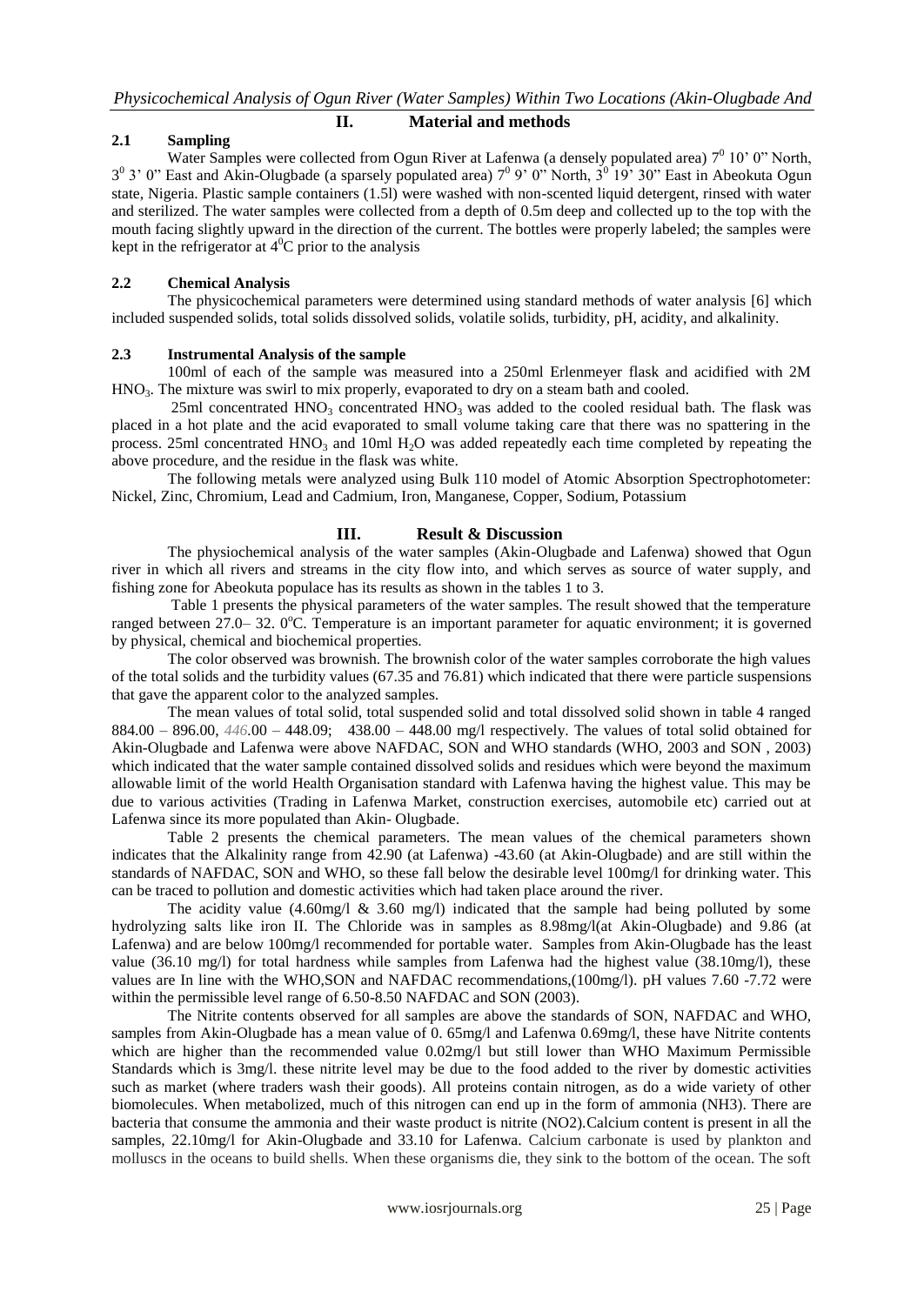## II. Material and methods

### 2.1 Sampling

Water Samples were collected from Ogun River at Lafenwa (a densely populated area) $7^0$ 10' 0" North, $3^0$ 3' 0" East and Akin-Olugbade (a sparsely populated area) $7^0$ 9' 0" North, $3^0$ 19' 30" East in Abeokuta Ogun state, Nigeria. Plastic sample containers (1.5l) were washed with non-scented liquid detergent, rinsed with water and sterilized. The water samples were collected from a depth of 0.5m deep and collected up to the top with the mouth facing slightly upward in the direction of the current. The bottles were properly labeled; the samples were kept in the refrigerator at $4^0$C prior to the analysis

### 2.2 Chemical Analysis

The physicochemical parameters were determined using standard methods of water analysis [6] which included suspended solids, total solids dissolved solids, volatile solids, turbidity, pH, acidity, and alkalinity.

### 2.3 Instrumental Analysis of the sample

100ml of each of the sample was measured into a 250ml Erlenmeyer flask and acidified with 2M $HNO_3$. The mixture was swirl to mix properly, evaporated to dry on a steam bath and cooled.

25ml concentrated $HNO_3$ concentrated $HNO_3$ was added to the cooled residual bath. The flask was placed in a hot plate and the acid evaporated to small volume taking care that there was no spattering in the process. 25ml concentrated $HNO_3$ and 10ml $H_2O$ was added repeatedly each time completed by repeating the above procedure, and the residue in the flask was white.

The following metals were analyzed using Bulk 110 model of Atomic Absorption Spectrophotometer: Nickel, Zinc, Chromium, Lead and Cadmium, Iron, Manganese, Copper, Sodium, Potassium

## III. Result & Discussion

The physiochemical analysis of the water samples (Akin-Olugbade and Lafenwa) showed that Ogun river in which all rivers and streams in the city flow into, and which serves as source of water supply, and fishing zone for Abeokuta populace has its results as shown in the tables 1 to 3.

Table 1 presents the physical parameters of the water samples. The result showed that the temperature ranged between 27.0– 32. $0^o$C. Temperature is an important parameter for aquatic environment; it is governed by physical, chemical and biochemical properties.

The color observed was brownish. The brownish color of the water samples corroborate the high values of the total solids and the turbidity values (67.35 and 76.81) which indicated that there were particle suspensions that gave the apparent color to the analyzed samples.

The mean values of total solid, total suspended solid and total dissolved solid shown in table 4 ranged 884.00 – 896.00, *446*.00 – 448.09; 438.00 – 448.00 mg/l respectively. The values of total solid obtained for Akin-Olugbade and Lafenwa were above NAFDAC, SON and WHO standards (WHO, 2003 and SON , 2003) which indicated that the water sample contained dissolved solids and residues which were beyond the maximum allowable limit of the world Health Organisation standard with Lafenwa having the highest value. This may be due to various activities (Trading in Lafenwa Market, construction exercises, automobile etc) carried out at Lafenwa since its more populated than Akin- Olugbade.

Table 2 presents the chemical parameters. The mean values of the chemical parameters shown indicates that the Alkalinity range from 42.90 (at Lafenwa) -43.60 (at Akin-Olugbade) and are still within the standards of NAFDAC, SON and WHO, so these fall below the desirable level 100mg/l for drinking water. This can be traced to pollution and domestic activities which had taken place around the river.

The acidity value (4.60mg/l & 3.60 mg/l) indicated that the sample had being polluted by some hydrolyzing salts like iron II. The Chloride was in samples as 8.98mg/l(at Akin-Olugbade) and 9.86 (at Lafenwa) and are below 100mg/l recommended for portable water. Samples from Akin-Olugbade has the least value (36.10 mg/l) for total hardness while samples from Lafenwa had the highest value (38.10mg/l), these values are In line with the WHO,SON and NAFDAC recommendations,(100mg/l). pH values 7.60 -7.72 were within the permissible level range of 6.50-8.50 NAFDAC and SON (2003).

The Nitrite contents observed for all samples are above the standards of SON, NAFDAC and WHO, samples from Akin-Olugbade has a mean value of 0. 65mg/l and Lafenwa 0.69mg/l, these have Nitrite contents which are higher than the recommended value 0.02mg/l but still lower than WHO Maximum Permissible Standards which is 3mg/l. these nitrite level may be due to the food added to the river by domestic activities such as market (where traders wash their goods). All proteins contain nitrogen, as do a wide variety of other biomolecules. When metabolized, much of this nitrogen can end up in the form of ammonia ($NH_3$). There are bacteria that consume the ammonia and their waste product is nitrite ($NO_2$).Calcium content is present in all the samples, 22.10mg/l for Akin-Olugbade and 33.10 for Lafenwa. Calcium carbonate is used by plankton and molluscs in the oceans to build shells. When these organisms die, they sink to the bottom of the ocean. The soft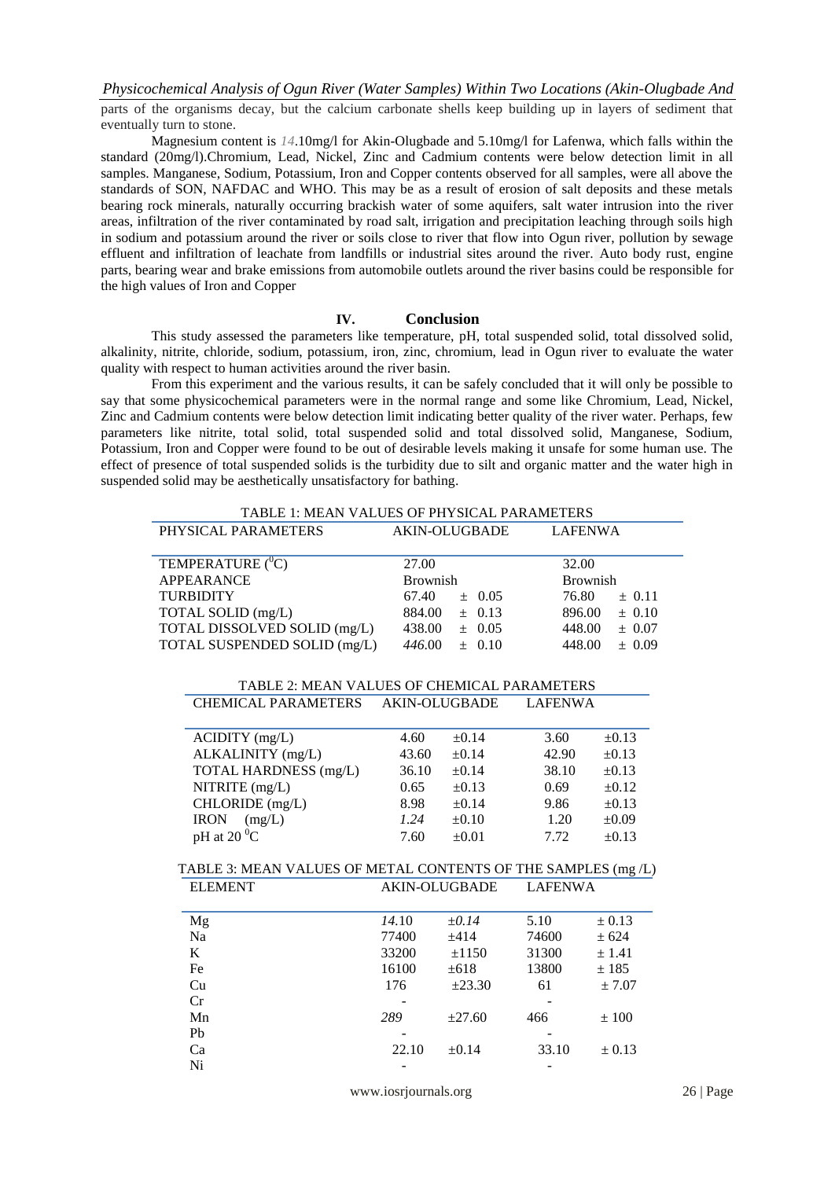parts of the organisms decay, but the calcium carbonate shells keep building up in layers of sediment that eventually turn to stone.

Magnesium content is *14*.10mg/l for Akin-Olugbade and 5.10mg/l for Lafenwa, which falls within the standard (20mg/l).Chromium, Lead, Nickel, Zinc and Cadmium contents were below detection limit in all samples. Manganese, Sodium, Potassium, Iron and Copper contents observed for all samples, were all above the standards of SON, NAFDAC and WHO. This may be as a result of erosion of salt deposits and these metals bearing rock minerals, naturally occurring brackish water of some aquifers, salt water intrusion into the river areas, infiltration of the river contaminated by road salt, irrigation and precipitation leaching through soils high in sodium and potassium around the river or soils close to river that flow into Ogun river, pollution by sewage effluent and infiltration of leachate from landfills or industrial sites around the river. Auto body rust, engine parts, bearing wear and brake emissions from automobile outlets around the river basins could be responsible for the high values of Iron and Copper

## IV. Conclusion

This study assessed the parameters like temperature, pH, total suspended solid, total dissolved solid, alkalinity, nitrite, chloride, sodium, potassium, iron, zinc, chromium, lead in Ogun river to evaluate the water quality with respect to human activities around the river basin.

From this experiment and the various results, it can be safely concluded that it will only be possible to say that some physicochemical parameters were in the normal range and some like Chromium, Lead, Nickel, Zinc and Cadmium contents were below detection limit indicating better quality of the river water. Perhaps, few parameters like nitrite, total solid, total suspended solid and total dissolved solid, Manganese, Sodium, Potassium, Iron and Copper were found to be out of desirable levels making it unsafe for some human use. The effect of presence of total suspended solids is the turbidity due to silt and organic matter and the water high in suspended solid may be aesthetically unsatisfactory for bathing.

TABLE 1: MEAN VALUES OF PHYSICAL PARAMETERS

| PHYSICAL PARAMETERS | AKIN-OLUGBADE | | LAFENWA | |
|---|---|---|---|---|
| TEMPERATURE ($^0$C) | 27.00 | | 32.00 | |
| APPEARANCE | Brownish | | Brownish | |
| TURBIDITY | 67.40 | ± 0.05 | 76.80 | ± 0.11 |
| TOTAL SOLID (mg/L) | 884.00 | ± 0.13 | 896.00 | ± 0.10 |
| TOTAL DISSOLVED SOLID (mg/L) | 438.00 | ± 0.05 | 448.00 | ± 0.07 |
| TOTAL SUSPENDED SOLID (mg/L) | *446*.00 | ± 0.10 | 448.00 | ± 0.09 |

TABLE 2: MEAN VALUES OF CHEMICAL PARAMETERS

| CHEMICAL PARAMETERS | AKIN-OLUGBADE | | LAFENWA | |
|---|---|---|---|---|
| ACIDITY (mg/L) | 4.60 | ±0.14 | 3.60 | ±0.13 |
| ALKALINITY (mg/L) | 43.60 | ±0.14 | 42.90 | ±0.13 |
| TOTAL HARDNESS (mg/L) | 36.10 | ±0.14 | 38.10 | ±0.13 |
| NITRITE (mg/L) | 0.65 | ±0.13 | 0.69 | ±0.12 |
| CHLORIDE (mg/L) | 8.98 | ±0.14 | 9.86 | ±0.13 |
| IRON (mg/L) | *1.24* | ±0.10 | 1.20 | ±0.09 |
| pH at 20 $^0$C | 7.60 | ±0.01 | 7.72 | ±0.13 |

TABLE 3: MEAN VALUES OF METAL CONTENTS OF THE SAMPLES (mg /L)

| ELEMENT | AKIN-OLUGBADE | | LAFENWA | |
|---|---|---|---|---|
| Mg | *14*.10 | *±0.14* | 5.10 | ± 0.13 |
| Na | 77400 | ±414 | 74600 | ± 624 |
| K | 33200 | ±1150 | 31300 | ± 1.41 |
| Fe | 16100 | ±618 | 13800 | ± 185 |
| Cu | 176 | ±23.30 | 61 | ± 7.07 |
| Cr | - | | - | |
| Mn | *289* | ±27.60 | 466 | ± 100 |
| Pb | - | | - | |
| Ca | 22.10 | ±0.14 | 33.10 | ± 0.13 |
| Ni | - | | - | |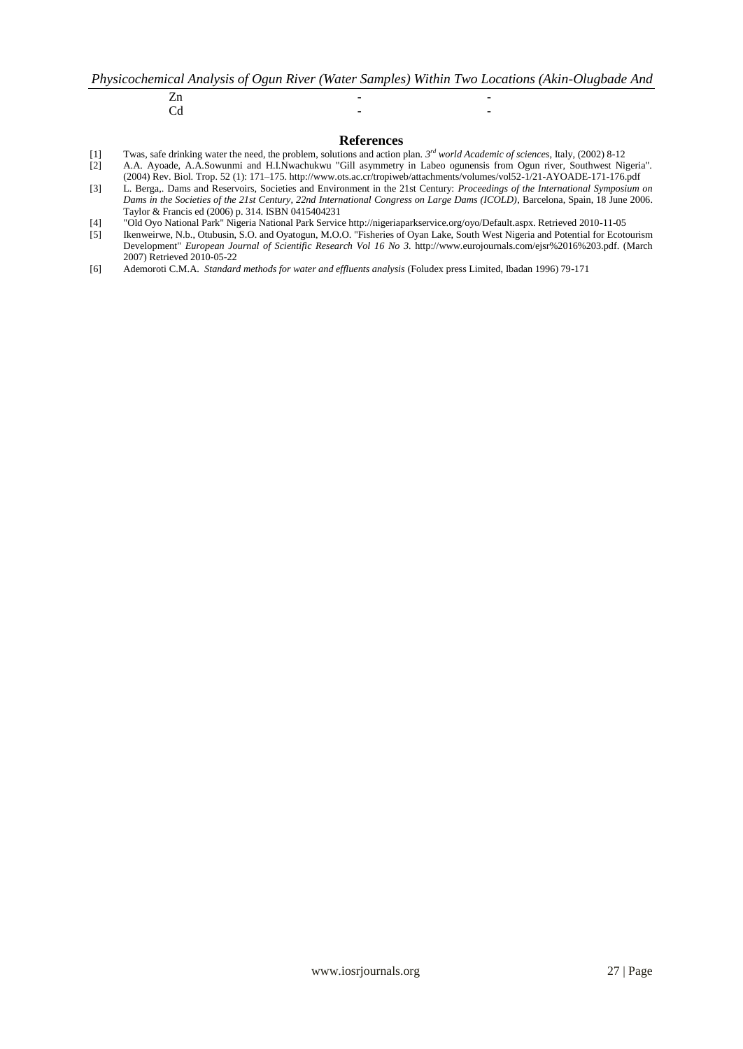| | | |
|---|---|---|
| Zn | - | - |
| Cd | - | - |

## References

[1] Twas, safe drinking water the need, the problem, solutions and action plan. *3rd world Academic of sciences*, Italy, (2002) 8-12

[2] A.A. Ayoade, A.A.Sowunmi and H.I.Nwachukwu "Gill asymmetry in Labeo ogunensis from Ogun river, Southwest Nigeria". (2004) Rev. Biol. Trop. 52 (1): 171–175. http://www.ots.ac.cr/tropiweb/attachments/volumes/vol52-1/21-AYOADE-171-176.pdf

[3] L. Berga,. Dams and Reservoirs, Societies and Environment in the 21st Century: *Proceedings of the International Symposium on Dams in the Societies of the 21st Century, 22nd International Congress on Large Dams (ICOLD)*, Barcelona, Spain, 18 June 2006. Taylor & Francis ed (2006) p. 314. ISBN 0415404231

[4] "Old Oyo National Park" Nigeria National Park Service http://nigeriaparkservice.org/oyo/Default.aspx. Retrieved 2010-11-05

[5] Ikenweirwe, N.b., Otubusin, S.O. and Oyatogun, M.O.O. "Fisheries of Oyan Lake, South West Nigeria and Potential for Ecotourism Development" *European Journal of Scientific Research Vol 16 No 3*. http://www.eurojournals.com/ejsr%2016%203.pdf. (March 2007) Retrieved 2010-05-22

[6] Ademoroti C.M.A. *Standard methods for water and effluents analysis* (Foludex press Limited, Ibadan 1996) 79-171